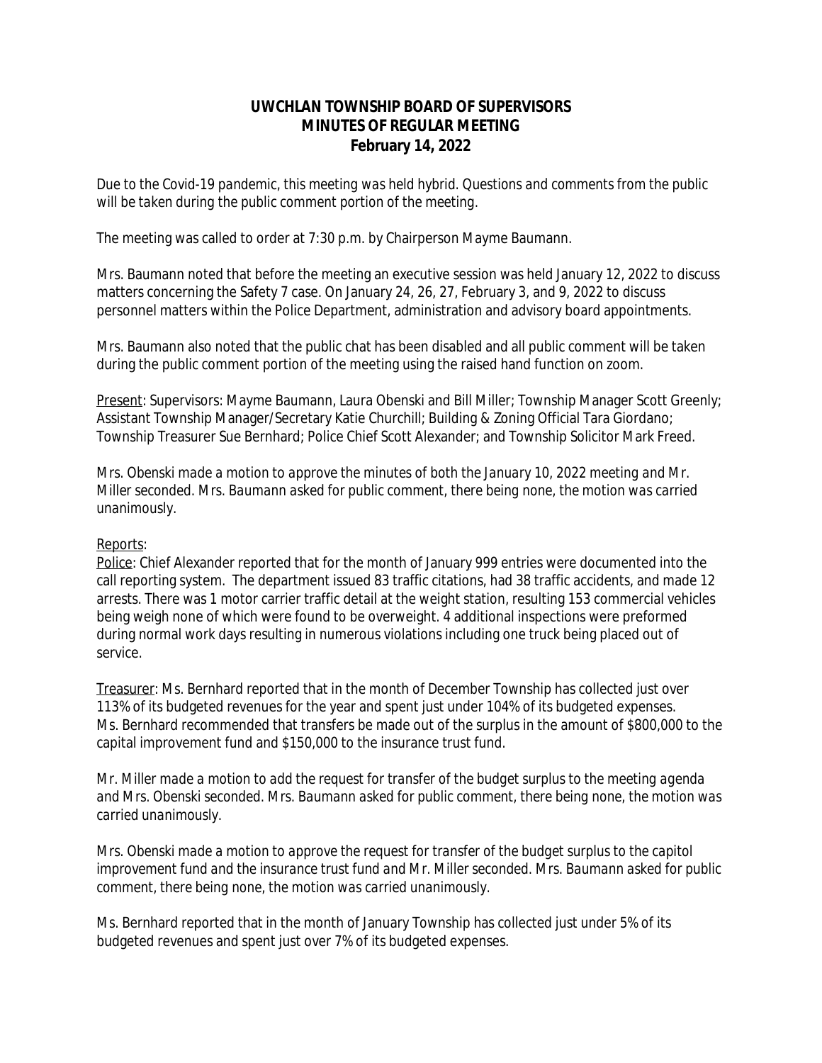# UWCHLAN TOWNSHIP BOARD OF SUPERVISORS
## MINUTES OF REGULAR MEETING
### February 14, 2022

*Due to the Covid-19 pandemic, this meeting was held hybrid. Questions and comments from the public will be taken during the public comment portion of the meeting.*

The meeting was called to order at 7:30 p.m. by Chairperson Mayme Baumann.

Mrs. Baumann noted that before the meeting an executive session was held January 12, 2022 to discuss matters concerning the Safety 7 case. On January 24, 26, 27, February 3, and 9, 2022 to discuss personnel matters within the Police Department, administration and advisory board appointments.

Mrs. Baumann also noted that the public chat has been disabled and all public comment will be taken during the public comment portion of the meeting using the raised hand function on zoom.

Present: Supervisors: Mayme Baumann, Laura Obenski and Bill Miller; Township Manager Scott Greenly; Assistant Township Manager/Secretary Katie Churchill; Building & Zoning Official Tara Giordano; Township Treasurer Sue Bernhard; Police Chief Scott Alexander; and Township Solicitor Mark Freed.

*Mrs. Obenski made a motion to approve the minutes of both the January 10, 2022 meeting and Mr. Miller seconded. Mrs. Baumann asked for public comment, there being none, the motion was carried unanimously.*

Reports:

Police: Chief Alexander reported that for the month of January 999 entries were documented into the call reporting system. The department issued 83 traffic citations, had 38 traffic accidents, and made 12 arrests. There was 1 motor carrier traffic detail at the weight station, resulting 153 commercial vehicles being weigh none of which were found to be overweight. 4 additional inspections were preformed during normal work days resulting in numerous violations including one truck being placed out of service.

Treasurer: Ms. Bernhard reported that in the month of December Township has collected just over 113% of its budgeted revenues for the year and spent just under 104% of its budgeted expenses. Ms. Bernhard recommended that transfers be made out of the surplus in the amount of $800,000 to the capital improvement fund and $150,000 to the insurance trust fund.

*Mr. Miller made a motion to add the request for transfer of the budget surplus to the meeting agenda and Mrs. Obenski seconded. Mrs. Baumann asked for public comment, there being none, the motion was carried unanimously.*

*Mrs. Obenski made a motion to approve the request for transfer of the budget surplus to the capitol improvement fund and the insurance trust fund and Mr. Miller seconded. Mrs. Baumann asked for public comment, there being none, the motion was carried unanimously.*

Ms. Bernhard reported that in the month of January Township has collected just under 5% of its budgeted revenues and spent just over 7% of its budgeted expenses.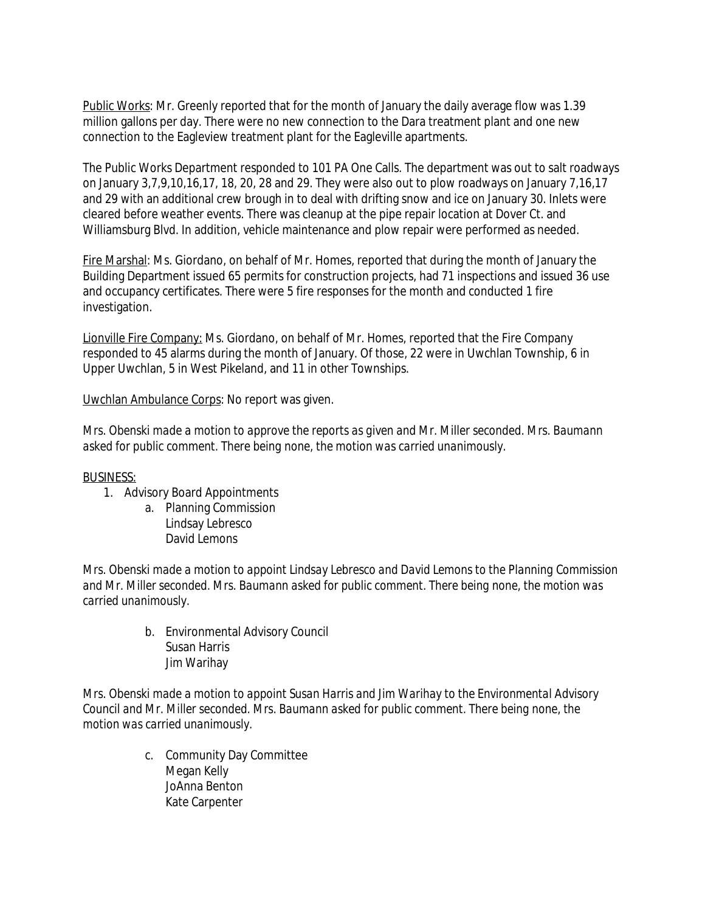Public Works: Mr. Greenly reported that for the month of January the daily average flow was 1.39 million gallons per day. There were no new connection to the Dara treatment plant and one new connection to the Eagleview treatment plant for the Eagleville apartments.

The Public Works Department responded to 101 PA One Calls. The department was out to salt roadways on January 3,7,9,10,16,17, 18, 20, 28 and 29. They were also out to plow roadways on January 7,16,17 and 29 with an additional crew brough in to deal with drifting snow and ice on January 30. Inlets were cleared before weather events. There was cleanup at the pipe repair location at Dover Ct. and Williamsburg Blvd. In addition, vehicle maintenance and plow repair were performed as needed.

Fire Marshal: Ms. Giordano, on behalf of Mr. Homes, reported that during the month of January the Building Department issued 65 permits for construction projects, had 71 inspections and issued 36 use and occupancy certificates. There were 5 fire responses for the month and conducted 1 fire investigation.

Lionville Fire Company: Ms. Giordano, on behalf of Mr. Homes, reported that the Fire Company responded to 45 alarms during the month of January. Of those, 22 were in Uwchlan Township, 6 in Upper Uwchlan, 5 in West Pikeland, and 11 in other Townships.

Uwchlan Ambulance Corps: No report was given.

*Mrs. Obenski made a motion to approve the reports as given and Mr. Miller seconded. Mrs. Baumann asked for public comment. There being none, the motion was carried unanimously.*

BUSINESS:

1. Advisory Board Appointments
   a. Planning Commission
      Lindsay Lebresco
      David Lemons

*Mrs. Obenski made a motion to appoint Lindsay Lebresco and David Lemons to the Planning Commission and Mr. Miller seconded. Mrs. Baumann asked for public comment. There being none, the motion was carried unanimously.*

   b. Environmental Advisory Council
      Susan Harris
      Jim Warihay

*Mrs. Obenski made a motion to appoint Susan Harris and Jim Warihay to the Environmental Advisory Council and Mr. Miller seconded. Mrs. Baumann asked for public comment. There being none, the motion was carried unanimously.*

   c. Community Day Committee
      Megan Kelly
      JoAnna Benton
      Kate Carpenter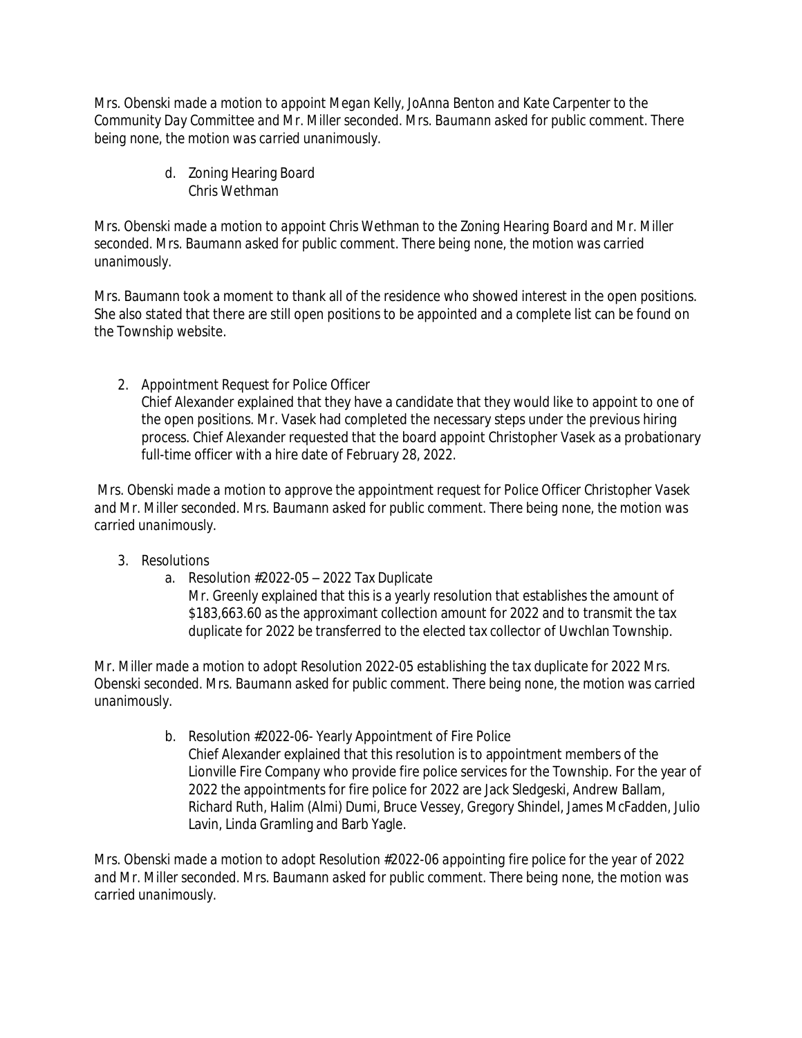*Mrs. Obenski made a motion to appoint Megan Kelly, JoAnna Benton and Kate Carpenter to the Community Day Committee and Mr. Miller seconded. Mrs. Baumann asked for public comment. There being none, the motion was carried unanimously.*

d. Zoning Hearing Board
   Chris Wethman

*Mrs. Obenski made a motion to appoint Chris Wethman to the Zoning Hearing Board and Mr. Miller seconded. Mrs. Baumann asked for public comment. There being none, the motion was carried unanimously.*

Mrs. Baumann took a moment to thank all of the residence who showed interest in the open positions. She also stated that there are still open positions to be appointed and a complete list can be found on the Township website.

2. Appointment Request for Police Officer
   Chief Alexander explained that they have a candidate that they would like to appoint to one of the open positions. Mr. Vasek had completed the necessary steps under the previous hiring process. Chief Alexander requested that the board appoint Christopher Vasek as a probationary full-time officer with a hire date of February 28, 2022.

*Mrs. Obenski made a motion to approve the appointment request for Police Officer Christopher Vasek and Mr. Miller seconded. Mrs. Baumann asked for public comment. There being none, the motion was carried unanimously.*

3. Resolutions
   a. Resolution #2022-05 – 2022 Tax Duplicate
      Mr. Greenly explained that this is a yearly resolution that establishes the amount of $183,663.60 as the approximant collection amount for 2022 and to transmit the tax duplicate for 2022 be transferred to the elected tax collector of Uwchlan Township.

*Mr. Miller made a motion to adopt Resolution 2022-05 establishing the tax duplicate for 2022 Mrs. Obenski seconded. Mrs. Baumann asked for public comment. There being none, the motion was carried unanimously.*

   b. Resolution #2022-06- Yearly Appointment of Fire Police
      Chief Alexander explained that this resolution is to appointment members of the Lionville Fire Company who provide fire police services for the Township. For the year of 2022 the appointments for fire police for 2022 are Jack Sledgeski, Andrew Ballam, Richard Ruth, Halim (Almi) Dumi, Bruce Vessey, Gregory Shindel, James McFadden, Julio Lavin, Linda Gramling and Barb Yagle.

*Mrs. Obenski made a motion to adopt Resolution #2022-06 appointing fire police for the year of 2022 and Mr. Miller seconded. Mrs. Baumann asked for public comment. There being none, the motion was carried unanimously.*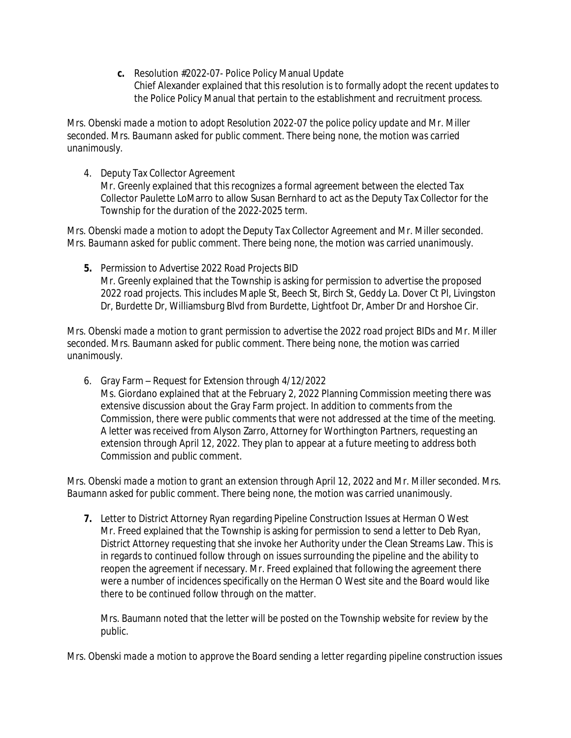**c.** Resolution #2022-07- Police Policy Manual Update
Chief Alexander explained that this resolution is to formally adopt the recent updates to the Police Policy Manual that pertain to the establishment and recruitment process.

*Mrs. Obenski made a motion to adopt Resolution 2022-07 the police policy update and Mr. Miller seconded. Mrs. Baumann asked for public comment. There being none, the motion was carried unanimously.*

4. Deputy Tax Collector Agreement
Mr. Greenly explained that this recognizes a formal agreement between the elected Tax Collector Paulette LoMarro to allow Susan Bernhard to act as the Deputy Tax Collector for the Township for the duration of the 2022-2025 term.

*Mrs. Obenski made a motion to adopt the Deputy Tax Collector Agreement and Mr. Miller seconded. Mrs. Baumann asked for public comment. There being none, the motion was carried unanimously.*

**5.** Permission to Advertise 2022 Road Projects BID
Mr. Greenly explained that the Township is asking for permission to advertise the proposed 2022 road projects. This includes Maple St, Beech St, Birch St, Geddy La. Dover Ct Pl, Livingston Dr, Burdette Dr, Williamsburg Blvd from Burdette, Lightfoot Dr, Amber Dr and Horshoe Cir.

*Mrs. Obenski made a motion to grant permission to advertise the 2022 road project BIDs and Mr. Miller seconded. Mrs. Baumann asked for public comment. There being none, the motion was carried unanimously.*

6. Gray Farm – Request for Extension through 4/12/2022
Ms. Giordano explained that at the February 2, 2022 Planning Commission meeting there was extensive discussion about the Gray Farm project. In addition to comments from the Commission, there were public comments that were not addressed at the time of the meeting. A letter was received from Alyson Zarro, Attorney for Worthington Partners, requesting an extension through April 12, 2022. They plan to appear at a future meeting to address both Commission and public comment.

*Mrs. Obenski made a motion to grant an extension through April 12, 2022 and Mr. Miller seconded. Mrs. Baumann asked for public comment. There being none, the motion was carried unanimously.*

**7.** Letter to District Attorney Ryan regarding Pipeline Construction Issues at Herman O West
Mr. Freed explained that the Township is asking for permission to send a letter to Deb Ryan, District Attorney requesting that she invoke her Authority under the Clean Streams Law. This is in regards to continued follow through on issues surrounding the pipeline and the ability to reopen the agreement if necessary. Mr. Freed explained that following the agreement there were a number of incidences specifically on the Herman O West site and the Board would like there to be continued follow through on the matter.

Mrs. Baumann noted that the letter will be posted on the Township website for review by the public.

*Mrs. Obenski made a motion to approve the Board sending a letter regarding pipeline construction issues*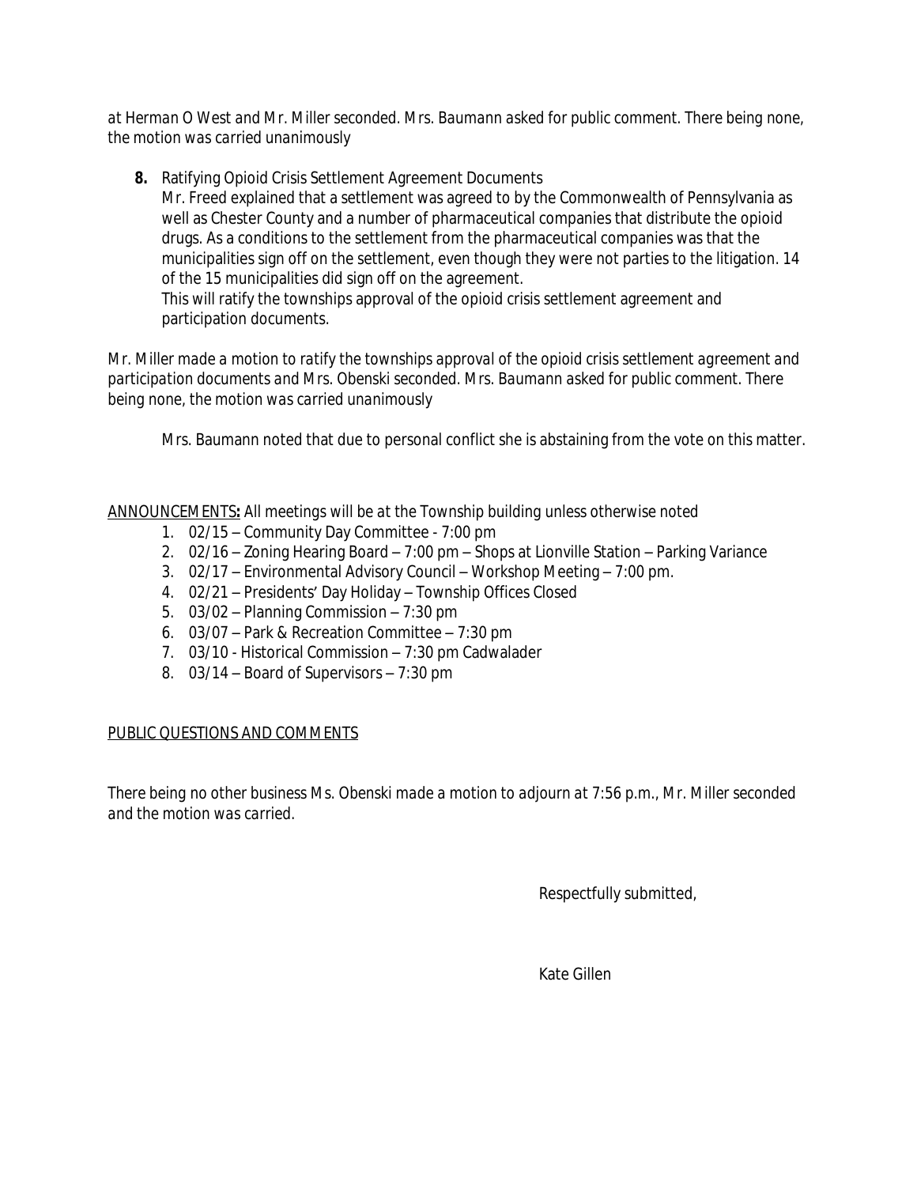*at Herman O West and Mr. Miller seconded. Mrs. Baumann asked for public comment. There being none, the motion was carried unanimously*

**8.** Ratifying Opioid Crisis Settlement Agreement Documents
Mr. Freed explained that a settlement was agreed to by the Commonwealth of Pennsylvania as well as Chester County and a number of pharmaceutical companies that distribute the opioid drugs. As a conditions to the settlement from the pharmaceutical companies was that the municipalities sign off on the settlement, even though they were not parties to the litigation. 14 of the 15 municipalities did sign off on the agreement.
This will ratify the townships approval of the opioid crisis settlement agreement and participation documents.

*Mr. Miller made a motion to ratify the townships approval of the opioid crisis settlement agreement and participation documents and Mrs. Obenski seconded. Mrs. Baumann asked for public comment. There being none, the motion was carried unanimously*

Mrs. Baumann noted that due to personal conflict she is abstaining from the vote on this matter.

ANNOUNCEMENTS**:** All meetings will be at the Township building unless otherwise noted

1. 02/15 – Community Day Committee - 7:00 pm
2. 02/16 – Zoning Hearing Board – 7:00 pm – Shops at Lionville Station – Parking Variance
3. 02/17 – Environmental Advisory Council – Workshop Meeting – 7:00 pm.
4. 02/21 – Presidents' Day Holiday – Township Offices Closed
5. 03/02 – Planning Commission – 7:30 pm
6. 03/07 – Park & Recreation Committee – 7:30 pm
7. 03/10 - Historical Commission – 7:30 pm Cadwalader
8. 03/14 – Board of Supervisors – 7:30 pm

PUBLIC QUESTIONS AND COMMENTS

*There being no other business Ms. Obenski made a motion to adjourn at 7:56 p.m., Mr. Miller seconded and the motion was carried.*

Respectfully submitted,

Kate Gillen